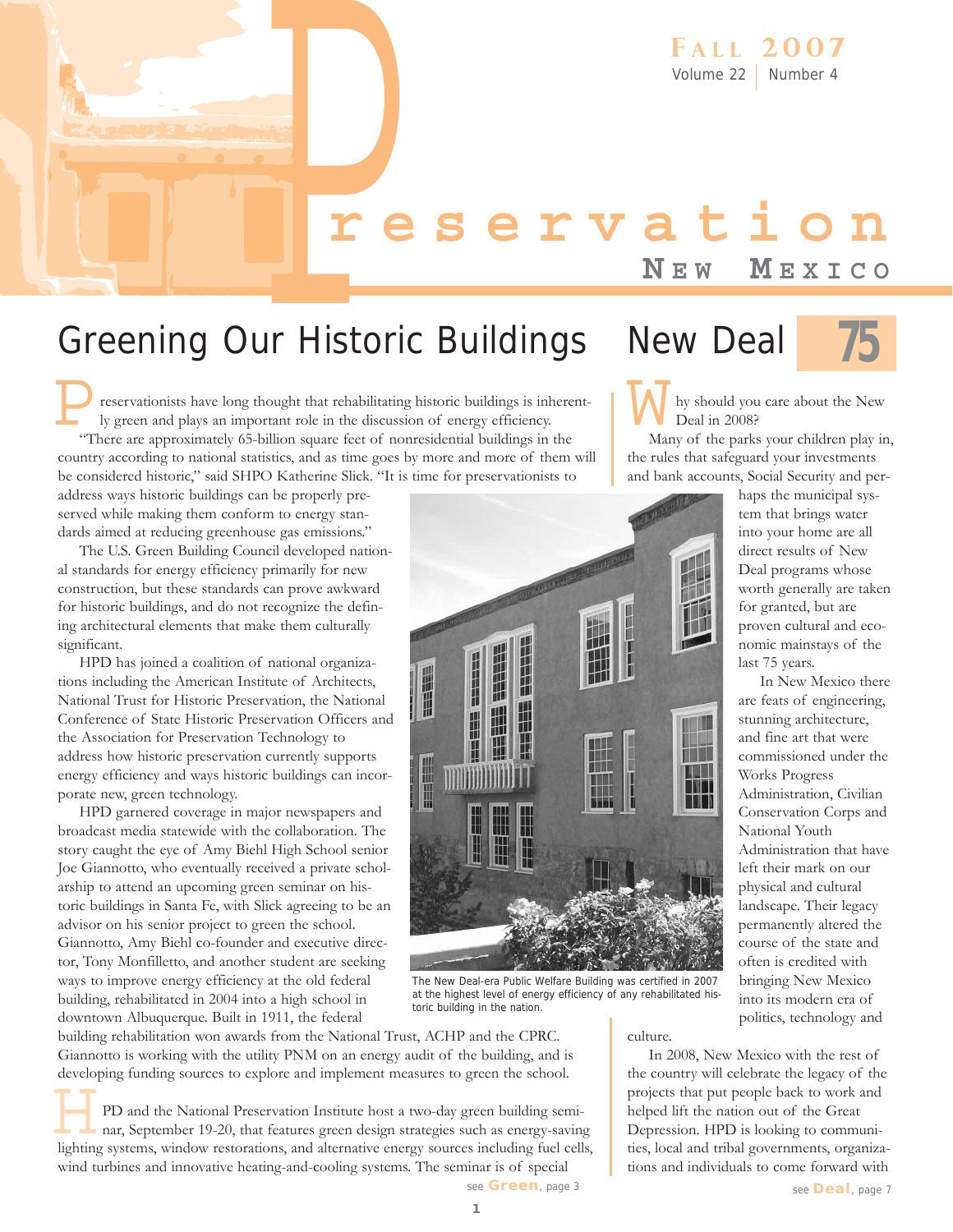# Preservation New Mexico

Fall 2007
Volume 22 | Number 4

## Greening Our Historic Buildings

Preservationists have long thought that rehabilitating historic buildings is inherently green and plays an important role in the discussion of energy efficiency.

"There are approximately 65-billion square feet of nonresidential buildings in the country according to national statistics, and as time goes by more and more of them will be considered historic," said SHPO Katherine Slick. "It is time for preservationists to address ways historic buildings can be properly preserved while making them conform to energy standards aimed at reducing greenhouse gas emissions."

The U.S. Green Building Council developed national standards for energy efficiency primarily for new construction, but these standards can prove awkward for historic buildings, and do not recognize the defining architectural elements that make them culturally significant.

HPD has joined a coalition of national organizations including the American Institute of Architects, National Trust for Historic Preservation, the National Conference of State Historic Preservation Officers and the Association for Preservation Technology to address how historic preservation currently supports energy efficiency and ways historic buildings can incorporate new, green technology.

HPD garnered coverage in major newspapers and broadcast media statewide with the collaboration. The story caught the eye of Amy Biehl High School senior Joe Giannotto, who eventually received a private scholarship to attend an upcoming green seminar on historic buildings in Santa Fe, with Slick agreeing to be an advisor on his senior project to green the school. Giannotto, Amy Biehl co-founder and executive director, Tony Monfilletto, and another student are seeking ways to improve energy efficiency at the old federal building, rehabilitated in 2004 into a high school in downtown Albuquerque. Built in 1911, the federal building rehabilitation won awards from the National Trust, ACHP and the CPRC. Giannotto is working with the utility PNM on an energy audit of the building, and is developing funding sources to explore and implement measures to green the school.

The New Deal-era Public Welfare Building was certified in 2007 at the highest level of energy efficiency of any rehabilitated historic building in the nation.

HPD and the National Preservation Institute host a two-day green building seminar, September 19-20, that features green design strategies such as energy-saving lighting systems, window restorations, and alternative energy sources including fuel cells, wind turbines and innovative heating-and-cooling systems. The seminar is of special

see **Green**, page 3

## New Deal 75

Why should you care about the New Deal in 2008?

Many of the parks your children play in, the rules that safeguard your investments and bank accounts, Social Security and perhaps the municipal system that brings water into your home are all direct results of New Deal programs whose worth generally are taken for granted, but are proven cultural and economic mainstays of the last 75 years.

In New Mexico there are feats of engineering, stunning architecture, and fine art that were commissioned under the Works Progress Administration, Civilian Conservation Corps and National Youth Administration that have left their mark on our physical and cultural landscape. Their legacy permanently altered the course of the state and often is credited with bringing New Mexico into its modern era of politics, technology and culture.

In 2008, New Mexico with the rest of the country will celebrate the legacy of the projects that put people back to work and helped lift the nation out of the Great Depression. HPD is looking to communities, local and tribal governments, organizations and individuals to come forward with

see **Deal**, page 7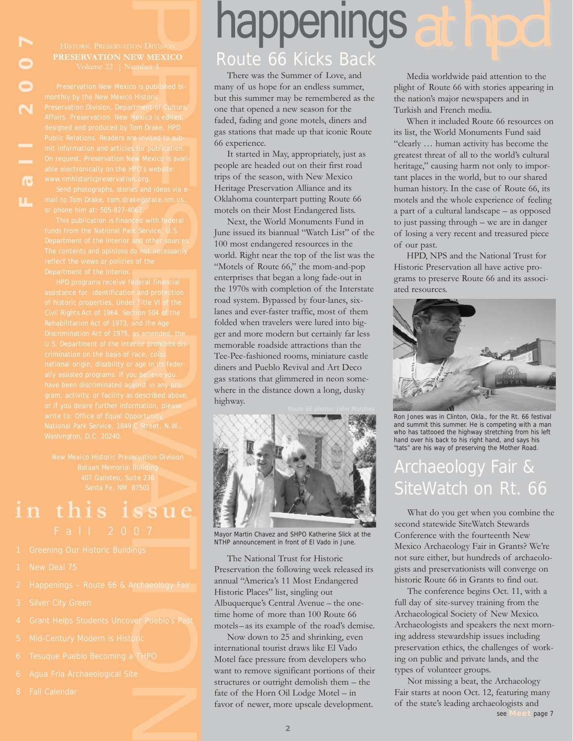Fall 2007

HISTORIC PRESERVATION DIVISION

**PRESERVATION NEW MEXICO**

Volume 22 | Number 4

Preservation New Mexico is published bi-monthly by the New Mexico Historic Preservation Division, Department of Cultural Affairs. Preservation New Mexico is edited, designed and produced by Tom Drake, HPD Public Relations. Readers are invited to submit information and articles for publication. On request, Preservation New Mexico is available electronically on the HPD's website: www.nmhistoricpreservation.org.

Send photographs, stories and ideas via e-mail to Tom Drake, tom.drake@state.nm.us., or phone him at: 505-827-4067.

This publication is financed with federal funds from the National Park Service, U.S. Department of the Interior and other sources. The contents and opinions do not necessarily reflect the views or policies of the Department of the Interior.

HPD programs receive federal financial assistance for identification and protection of historic properties. Under Title VI of the Civil Rights Act of 1964, Section 504 of the Rehabilitation Act of 1973, and the Age Discrimination Act of 1975, as amended, the U.S. Department of the Interior prohibits discrimination on the basis of race, color, national origin, disability or age in its federally assisted programs. If you believe you have been discriminated against in any program, activity, or facility as described above, or if you desire further information, please write to: Office of Equal Opportunity, National Park Service, 1849 C Street, N.W., Washington, D.C. 20240.

New Mexico Historic Preservation Division
Bataan Memorial Building
407 Galisteo, Suite 236
Santa Fe, NM 87501

## in this issue

Fall 2007

- 1 Greening Our Historic Buildings
- 1 New Deal 75
- 2 Happenings – Route 66 & Archaeology Fair
- 3 Silver City Green
- 4 Grant Helps Students Uncover Pueblo's Past
- 5 Mid-Century Modern is Historic
- 6 Tesuque Pueblo Becoming a THPO
- 6 Agua Fria Archaeological Site
- 8 Fall Calendar

# happenings at hpd

## Route 66 Kicks Back

There was the Summer of Love, and many of us hope for an endless summer, but this summer may be remembered as the one that opened a new season for the faded, fading and gone motels, diners and gas stations that made up that iconic Route 66 experience.

It started in May, appropriately, just as people are headed out on their first road trips of the season, with New Mexico Heritage Preservation Alliance and its Oklahoma counterpart putting Route 66 motels on their Most Endangered lists.

Next, the World Monuments Fund in June issued its biannual "Watch List" of the 100 most endangered resources in the world. Right near the top of the list was the "Motels of Route 66," the mom-and-pop enterprises that began a long fade-out in the 1970s with completion of the Interstate road system. Bypassed by four-lanes, six-lanes and ever-faster traffic, most of them folded when travelers were lured into bigger and more modern but certainly far less memorable roadside attractions than the Tee-Pee-fashioned rooms, miniature castle diners and Pueblo Revival and Art Deco gas stations that glimmered in neon somewhere in the distance down a long, dusky highway.

Route 66 photos: John Murphey

Mayor Martin Chavez and SHPO Katherine Slick at the NTHP announcement in front of El Vado in June.

The National Trust for Historic Preservation the following week released its annual "America's 11 Most Endangered Historic Places" list, singling out Albuquerque's Central Avenue – the one-time home of more than 100 Route 66 motels – as its example of the road's demise.

Now down to 25 and shrinking, even international tourist draws like El Vado Motel face pressure from developers who want to remove significant portions of their structures or outright demolish them – the fate of the Horn Oil Lodge Motel – in favor of newer, more upscale development.

Media worldwide paid attention to the plight of Route 66 with stories appearing in the nation's major newspapers and in Turkish and French media.

When it included Route 66 resources on its list, the World Monuments Fund said "clearly … human activity has become the greatest threat of all to the world's cultural heritage," causing harm not only to important places in the world, but to our shared human history. In the case of Route 66, its motels and the whole experience of feeling a part of a cultural landscape – as opposed to just passing through – we are in danger of losing a very recent and treasured piece of our past.

HPD, NPS and the National Trust for Historic Preservation all have active programs to preserve Route 66 and its associated resources.

Ron Jones was in Clinton, Okla., for the Rt. 66 festival and summit this summer. He is competing with a man who has tattooed the highway stretching from his left hand over his back to his right hand, and says his "tats" are his way of preserving the Mother Road.

## Archaeology Fair & SiteWatch on Rt. 66

What do you get when you combine the second statewide SiteWatch Stewards Conference with the fourteenth New Mexico Archaeology Fair in Grants? We're not sure either, but hundreds of archaeologists and preservationists will converge on historic Route 66 in Grants to find out.

The conference begins Oct. 11, with a full day of site-survey training from the Archaeological Society of New Mexico. Archaeologists and speakers the next morning address stewardship issues including preservation ethics, the challenges of working on public and private lands, and the types of volunteer groups.

Not missing a beat, the Archaeology Fair starts at noon Oct. 12, featuring many of the state's leading archaeologists and

see **Meet** page 7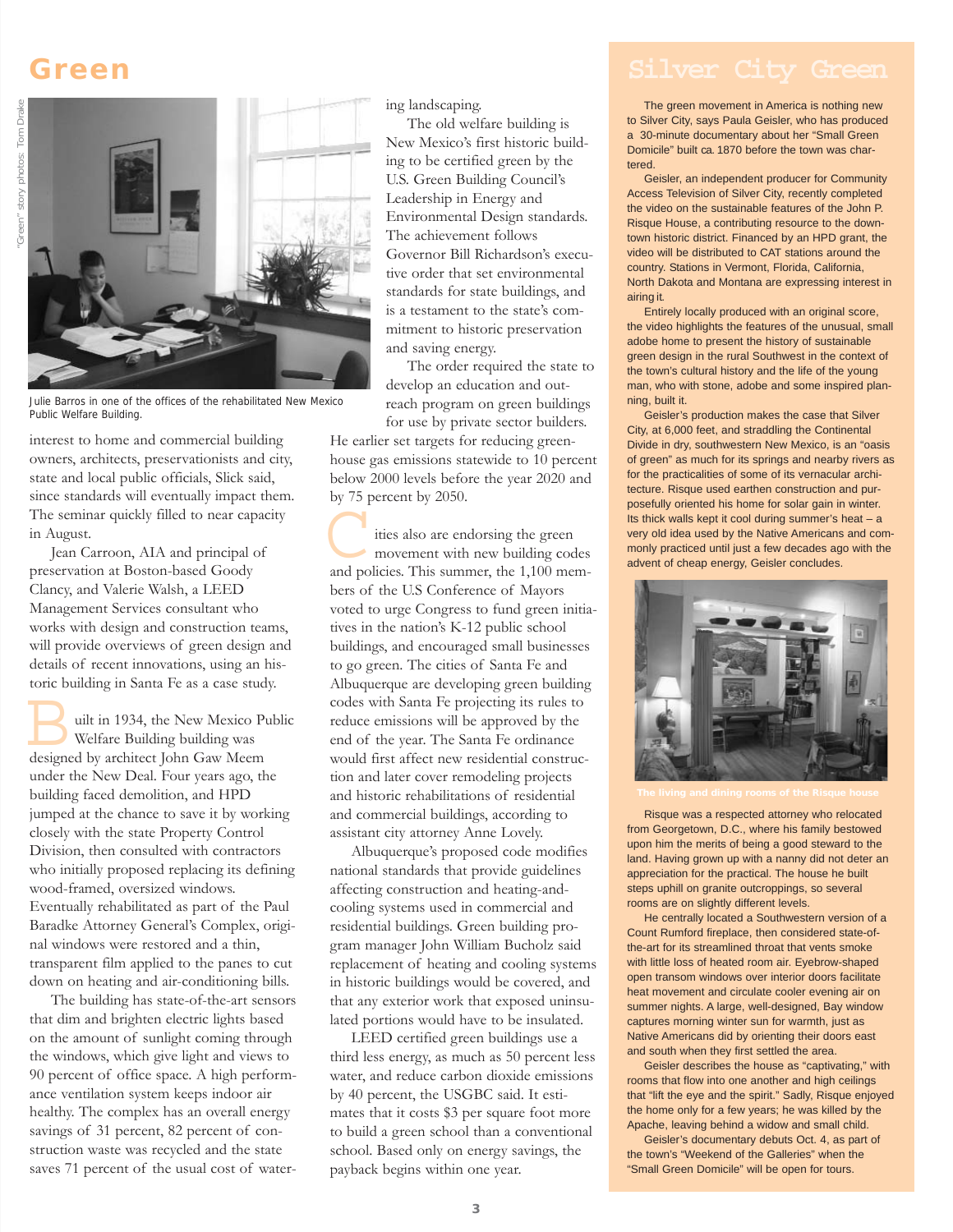# Green

"Green" story photos: Tom Drake

Julie Barros in one of the offices of the rehabilitated New Mexico Public Welfare Building.

interest to home and commercial building owners, architects, preservationists and city, state and local public officials, Slick said, since standards will eventually impact them. The seminar quickly filled to near capacity in August.

Jean Carroon, AIA and principal of preservation at Boston-based Goody Clancy, and Valerie Walsh, a LEED Management Services consultant who works with design and construction teams, will provide overviews of green design and details of recent innovations, using an historic building in Santa Fe as a case study.

Built in 1934, the New Mexico Public Welfare Building building was designed by architect John Gaw Meem under the New Deal. Four years ago, the building faced demolition, and HPD jumped at the chance to save it by working closely with the state Property Control Division, then consulted with contractors who initially proposed replacing its defining wood-framed, oversized windows. Eventually rehabilitated as part of the Paul Baradke Attorney General's Complex, original windows were restored and a thin, transparent film applied to the panes to cut down on heating and air-conditioning bills.

The building has state-of-the-art sensors that dim and brighten electric lights based on the amount of sunlight coming through the windows, which give light and views to 90 percent of office space. A high performance ventilation system keeps indoor air healthy. The complex has an overall energy savings of 31 percent, 82 percent of construction waste was recycled and the state saves 71 percent of the usual cost of watering landscaping.

The old welfare building is New Mexico's first historic building to be certified green by the U.S. Green Building Council's Leadership in Energy and Environmental Design standards. The achievement follows Governor Bill Richardson's executive order that set environmental standards for state buildings, and is a testament to the state's commitment to historic preservation and saving energy.

The order required the state to develop an education and outreach program on green buildings for use by private sector builders. He earlier set targets for reducing greenhouse gas emissions statewide to 10 percent below 2000 levels before the year 2020 and by 75 percent by 2050.

Cities also are endorsing the green movement with new building codes and policies. This summer, the 1,100 members of the U.S Conference of Mayors voted to urge Congress to fund green initiatives in the nation's K-12 public school buildings, and encouraged small businesses to go green. The cities of Santa Fe and Albuquerque are developing green building codes with Santa Fe projecting its rules to reduce emissions will be approved by the end of the year. The Santa Fe ordinance would first affect new residential construction and later cover remodeling projects and historic rehabilitations of residential and commercial buildings, according to assistant city attorney Anne Lovely.

Albuquerque's proposed code modifies national standards that provide guidelines affecting construction and heating-and-cooling systems used in commercial and residential buildings. Green building program manager John William Bucholz said replacement of heating and cooling systems in historic buildings would be covered, and that any exterior work that exposed uninsulated portions would have to be insulated.

LEED certified green buildings use a third less energy, as much as 50 percent less water, and reduce carbon dioxide emissions by 40 percent, the USGBC said. It estimates that it costs $3 per square foot more to build a green school than a conventional school. Based only on energy savings, the payback begins within one year.

## Silver City Green

The green movement in America is nothing new to Silver City, says Paula Geisler, who has produced a 30-minute documentary about her "Small Green Domicile" built ca. 1870 before the town was chartered.

Geisler, an independent producer for Community Access Television of Silver City, recently completed the video on the sustainable features of the John P. Risque House, a contributing resource to the downtown historic district. Financed by an HPD grant, the video will be distributed to CAT stations around the country. Stations in Vermont, Florida, California, North Dakota and Montana are expressing interest in airing it.

Entirely locally produced with an original score, the video highlights the features of the unusual, small adobe home to present the history of sustainable green design in the rural Southwest in the context of the town's cultural history and the life of the young man, who with stone, adobe and some inspired planning, built it.

Geisler's production makes the case that Silver City, at 6,000 feet, and straddling the Continental Divide in dry, southwestern New Mexico, is an "oasis of green" as much for its springs and nearby rivers as for the practicalities of some of its vernacular architecture. Risque used earthen construction and purposefully oriented his home for solar gain in winter. Its thick walls kept it cool during summer's heat – a very old idea used by the Native Americans and commonly practiced until just a few decades ago with the advent of cheap energy, Geisler concludes.

The living and dining rooms of the Risque house

Risque was a respected attorney who relocated from Georgetown, D.C., where his family bestowed upon him the merits of being a good steward to the land. Having grown up with a nanny did not deter an appreciation for the practical. The house he built steps uphill on granite outcroppings, so several rooms are on slightly different levels.

He centrally located a Southwestern version of a Count Rumford fireplace, then considered state-of-the-art for its streamlined throat that vents smoke with little loss of heated room air. Eyebrow-shaped open transom windows over interior doors facilitate heat movement and circulate cooler evening air on summer nights. A large, well-designed, Bay window captures morning winter sun for warmth, just as Native Americans did by orienting their doors east and south when they first settled the area.

Geisler describes the house as "captivating," with rooms that flow into one another and high ceilings that "lift the eye and the spirit." Sadly, Risque enjoyed the home only for a few years; he was killed by the Apache, leaving behind a widow and small child.

Geisler's documentary debuts Oct. 4, as part of the town's "Weekend of the Galleries" when the "Small Green Domicile" will be open for tours.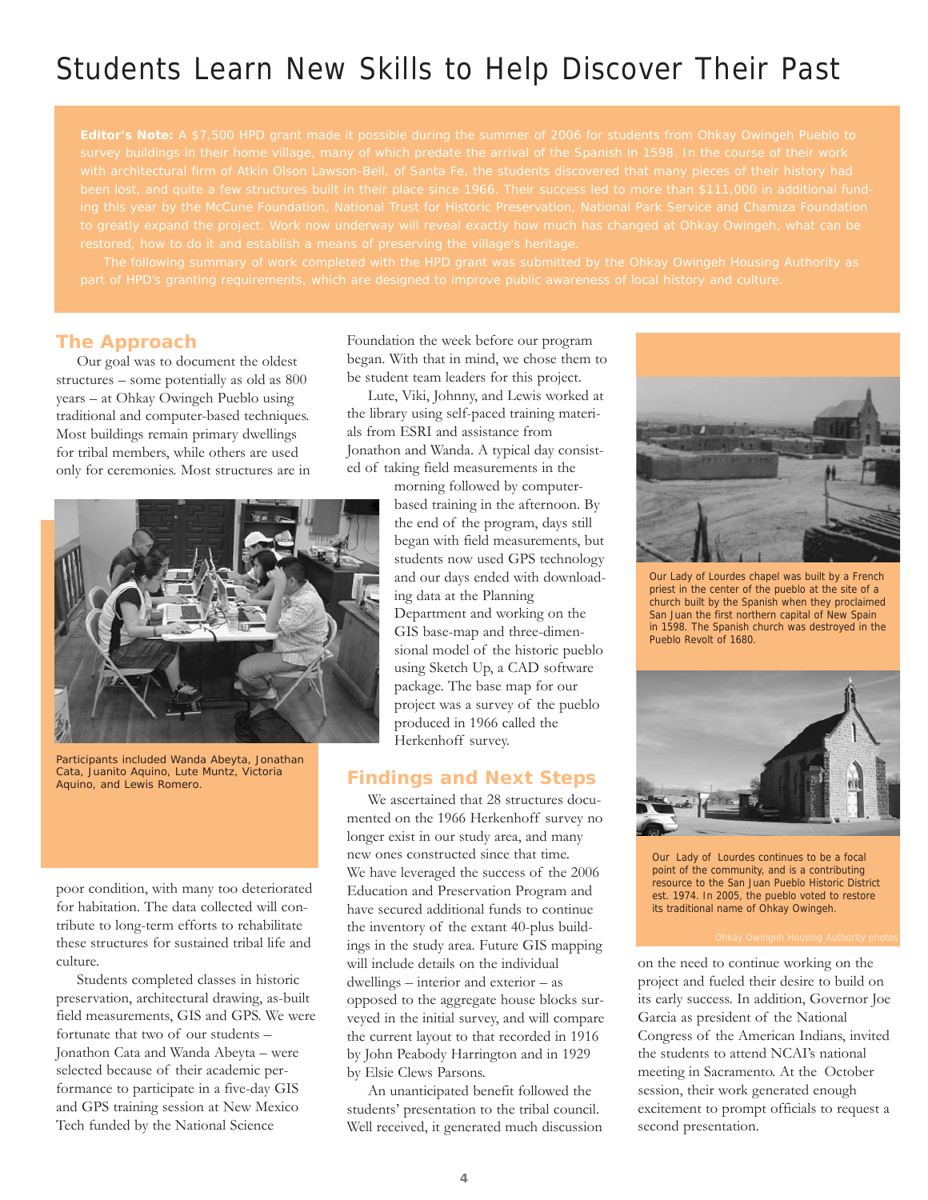# Students Learn New Skills to Help Discover Their Past

**Editor's Note:** A $7,500 HPD grant made it possible during the summer of 2006 for students from Ohkay Owingeh Pueblo to survey buildings in their home village, many of which predate the arrival of the Spanish in 1598. In the course of their work with architectural firm of Atkin Olson Lawson-Bell, of Santa Fe, the students discovered that many pieces of their history had been lost, and quite a few structures built in their place since 1966. Their success led to more than $111,000 in additional funding this year by the McCune Foundation, National Trust for Historic Preservation, National Park Service and Chamiza Foundation to greatly expand the project. Work now underway will reveal exactly how much has changed at Ohkay Owingeh, what can be restored, how to do it and establish a means of preserving the village's heritage.

The following summary of work completed with the HPD grant was submitted by the Ohkay Owingeh Housing Authority as part of HPD's granting requirements, which are designed to improve public awareness of local history and culture.

## The Approach

Our goal was to document the oldest structures – some potentially as old as 800 years – at Ohkay Owingeh Pueblo using traditional and computer-based techniques. Most buildings remain primary dwellings for tribal members, while others are used only for ceremonies. Most structures are in poor condition, with many too deteriorated for habitation. The data collected will contribute to long-term efforts to rehabilitate these structures for sustained tribal life and culture.

Participants included Wanda Abeyta, Jonathan Cata, Juanito Aquino, Lute Muntz, Victoria Aquino, and Lewis Romero.

Students completed classes in historic preservation, architectural drawing, as-built field measurements, GIS and GPS. We were fortunate that two of our students – Jonathon Cata and Wanda Abeyta – were selected because of their academic performance to participate in a five-day GIS and GPS training session at New Mexico Tech funded by the National Science Foundation the week before our program began. With that in mind, we chose them to be student team leaders for this project.

Lute, Viki, Johnny, and Lewis worked at the library using self-paced training materials from ESRI and assistance from Jonathon and Wanda. A typical day consisted of taking field measurements in the morning followed by computer-based training in the afternoon. By the end of the program, days still began with field measurements, but students now used GPS technology and our days ended with downloading data at the Planning Department and working on the GIS base-map and three-dimensional model of the historic pueblo using Sketch Up, a CAD software package. The base map for our project was a survey of the pueblo produced in 1966 called the Herkenhoff survey.

## Findings and Next Steps

We ascertained that 28 structures documented on the 1966 Herkenhoff survey no longer exist in our study area, and many new ones constructed since that time. We have leveraged the success of the 2006 Education and Preservation Program and have secured additional funds to continue the inventory of the extant 40-plus buildings in the study area. Future GIS mapping will include details on the individual dwellings – interior and exterior – as opposed to the aggregate house blocks surveyed in the initial survey, and will compare the current layout to that recorded in 1916 by John Peabody Harrington and in 1929 by Elsie Clews Parsons.

An unanticipated benefit followed the students' presentation to the tribal council. Well received, it generated much discussion on the need to continue working on the project and fueled their desire to build on its early success. In addition, Governor Joe Garcia as president of the National Congress of the American Indians, invited the students to attend NCAI's national meeting in Sacramento. At the October session, their work generated enough excitement to prompt officials to request a second presentation.

Our Lady of Lourdes chapel was built by a French priest in the center of the pueblo at the site of a church built by the Spanish when they proclaimed San Juan the first northern capital of New Spain in 1598. The Spanish church was destroyed in the Pueblo Revolt of 1680.

Our Lady of Lourdes continues to be a focal point of the community, and is a contributing resource to the San Juan Pueblo Historic District est. 1974. In 2005, the pueblo voted to restore its traditional name of Ohkay Owingeh.

Ohkay Owingeh Housing Authority photos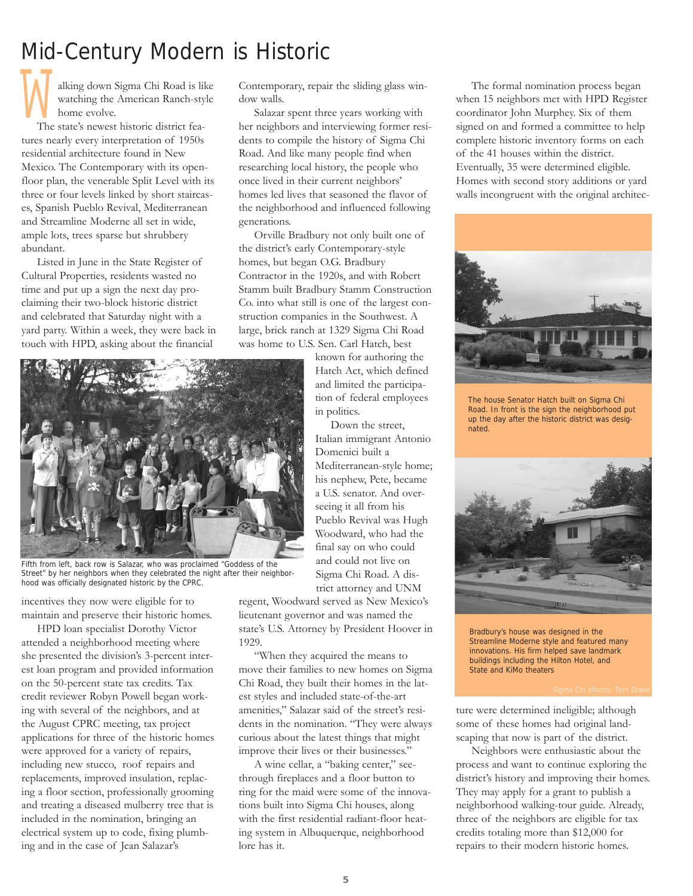# Mid-Century Modern is Historic

Walking down Sigma Chi Road is like watching the American Ranch-style home evolve.

The state's newest historic district features nearly every interpretation of 1950s residential architecture found in New Mexico. The Contemporary with its open-floor plan, the venerable Split Level with its three or four levels linked by short staircases, Spanish Pueblo Revival, Mediterranean and Streamline Moderne all set in wide, ample lots, trees sparse but shrubbery abundant.

Listed in June in the State Register of Cultural Properties, residents wasted no time and put up a sign the next day proclaiming their two-block historic district and celebrated that Saturday night with a yard party. Within a week, they were back in touch with HPD, asking about the financial incentives they now were eligible for to maintain and preserve their historic homes.

Fifth from left, back row is Salazar, who was proclaimed "Goddess of the Street" by her neighbors when they celebrated the night after their neighborhood was officially designated historic by the CPRC.

HPD loan specialist Dorothy Victor attended a neighborhood meeting where she presented the division's 3-percent interest loan program and provided information on the 50-percent state tax credits. Tax credit reviewer Robyn Powell began working with several of the neighbors, and at the August CPRC meeting, tax project applications for three of the historic homes were approved for a variety of repairs, including new stucco, roof repairs and replacements, improved insulation, replacing a floor section, professionally grooming and treating a diseased mulberry tree that is included in the nomination, bringing an electrical system up to code, fixing plumbing and in the case of Jean Salazar's Contemporary, repair the sliding glass window walls.

Salazar spent three years working with her neighbors and interviewing former residents to compile the history of Sigma Chi Road. And like many people find when researching local history, the people who once lived in their current neighbors' homes led lives that seasoned the flavor of the neighborhood and influenced following generations.

Orville Bradbury not only built one of the district's early Contemporary-style homes, but began O.G. Bradbury Contractor in the 1920s, and with Robert Stamm built Bradbury Stamm Construction Co. into what still is one of the largest construction companies in the Southwest. A large, brick ranch at 1329 Sigma Chi Road was home to U.S. Sen. Carl Hatch, best known for authoring the Hatch Act, which defined and limited the participation of federal employees in politics.

Down the street, Italian immigrant Antonio Domenici built a Mediterranean-style home; his nephew, Pete, became a U.S. senator. And overseeing it all from his Pueblo Revival was Hugh Woodward, who had the final say on who could and could not live on Sigma Chi Road. A district attorney and UNM regent, Woodward served as New Mexico's lieutenant governor and was named the state's U.S. Attorney by President Hoover in 1929.

"When they acquired the means to move their families to new homes on Sigma Chi Road, they built their homes in the latest styles and included state-of-the-art amenities," Salazar said of the street's residents in the nomination. "They were always curious about the latest things that might improve their lives or their businesses."

A wine cellar, a "baking center," see-through fireplaces and a floor button to ring for the maid were some of the innovations built into Sigma Chi houses, along with the first residential radiant-floor heating system in Albuquerque, neighborhood lore has it.

The formal nomination process began when 15 neighbors met with HPD Register coordinator John Murphey. Six of them signed on and formed a committee to help complete historic inventory forms on each of the 41 houses within the district. Eventually, 35 were determined eligible. Homes with second story additions or yard walls incongruent with the original architecture were determined ineligible; although some of these homes had original landscaping that now is part of the district.

The house Senator Hatch built on Sigma Chi Road. In front is the sign the neighborhood put up the day after the historic district was designated.

Bradbury's house was designed in the Streamline Moderne style and featured many innovations. His firm helped save landmark buildings including the Hilton Hotel, and State and KiMo theaters

Sigma Chi photos: Tom Drake

Neighbors were enthusiastic about the process and want to continue exploring the district's history and improving their homes. They may apply for a grant to publish a neighborhood walking-tour guide. Already, three of the neighbors are eligible for tax credits totaling more than $12,000 for repairs to their modern historic homes.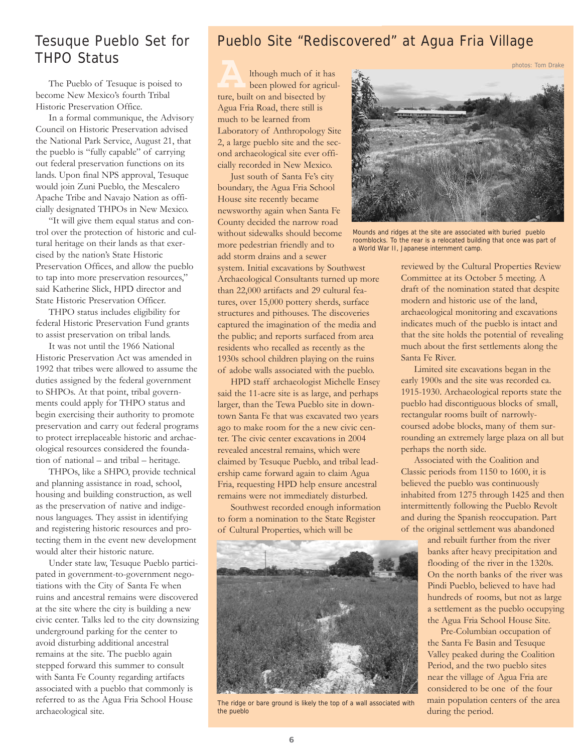## Tesuque Pueblo Set for THPO Status

The Pueblo of Tesuque is poised to become New Mexico's fourth Tribal Historic Preservation Office.

In a formal communique, the Advisory Council on Historic Preservation advised the National Park Service, August 21, that the pueblo is "fully capable" of carrying out federal preservation functions on its lands. Upon final NPS approval, Tesuque would join Zuni Pueblo, the Mescalero Apache Tribe and Navajo Nation as officially designated THPOs in New Mexico.

"It will give them equal status and control over the protection of historic and cultural heritage on their lands as that exercised by the nation's State Historic Preservation Offices, and allow the pueblo to tap into more preservation resources," said Katherine Slick, HPD director and State Historic Preservation Officer.

THPO status includes eligibility for federal Historic Preservation Fund grants to assist preservation on tribal lands.

It was not until the 1966 National Historic Preservation Act was amended in 1992 that tribes were allowed to assume the duties assigned by the federal government to SHPOs. At that point, tribal governments could apply for THPO status and begin exercising their authority to promote preservation and carry out federal programs to protect irreplaceable historic and archaeological resources considered the foundation of national – and tribal – heritage.

THPOs, like a SHPO, provide technical and planning assistance in road, school, housing and building construction, as well as the preservation of native and indigenous languages. They assist in identifying and registering historic resources and protecting them in the event new development would alter their historic nature.

Under state law, Tesuque Pueblo participated in government-to-government negotiations with the City of Santa Fe when ruins and ancestral remains were discovered at the site where the city is building a new civic center. Talks led to the city downsizing underground parking for the center to avoid disturbing additional ancestral remains at the site. The pueblo again stepped forward this summer to consult with Santa Fe County regarding artifacts associated with a pueblo that commonly is referred to as the Agua Fria School House archaeological site.

## Pueblo Site "Rediscovered" at Agua Fria Village

photos: Tom Drake

Although much of it has been plowed for agriculture, built on and bisected by Agua Fria Road, there still is much to be learned from Laboratory of Anthropology Site 2, a large pueblo site and the second archaeological site ever officially recorded in New Mexico.

Just south of Santa Fe's city boundary, the Agua Fria School House site recently became newsworthy again when Santa Fe County decided the narrow road without sidewalks should become more pedestrian friendly and to add storm drains and a sewer system. Initial excavations by Southwest Archaeological Consultants turned up more than 22,000 artifacts and 29 cultural features, over 15,000 pottery sherds, surface structures and pithouses. The discoveries captured the imagination of the media and the public; and reports surfaced from area residents who recalled as recently as the 1930s school children playing on the ruins of adobe walls associated with the pueblo.

Mounds and ridges at the site are associated with buried pueblo roomblocks. To the rear is a relocated building that once was part of a World War II, Japanese internment camp.

HPD staff archaeologist Michelle Ensey said the 11-acre site is as large, and perhaps larger, than the Tewa Pueblo site in downtown Santa Fe that was excavated two years ago to make room for the a new civic center. The civic center excavations in 2004 revealed ancestral remains, which were claimed by Tesuque Pueblo, and tribal leadership came forward again to claim Agua Fria, requesting HPD help ensure ancestral remains were not immediately disturbed.

Southwest recorded enough information to form a nomination to the State Register of Cultural Properties, which will be reviewed by the Cultural Properties Review Committee at its October 5 meeting. A draft of the nomination stated that despite modern and historic use of the land, archaeological monitoring and excavations indicates much of the pueblo is intact and that the site holds the potential of revealing much about the first settlements along the Santa Fe River.

Limited site excavations began in the early 1900s and the site was recorded ca. 1915-1930. Archaeological reports state the pueblo had discontiguous blocks of small, rectangular rooms built of narrowly-coursed adobe blocks, many of them surrounding an extremely large plaza on all but perhaps the north side.

Associated with the Coalition and Classic periods from 1150 to 1600, it is believed the pueblo was continuously inhabited from 1275 through 1425 and then intermittently following the Pueblo Revolt and during the Spanish reoccupation. Part of the original settlement was abandoned and rebuilt further from the river banks after heavy precipitation and flooding of the river in the 1320s. On the north banks of the river was Pindi Pueblo, believed to have had hundreds of rooms, but not as large a settlement as the pueblo occupying the Agua Fria School House Site.

Pre-Columbian occupation of the Santa Fe Basin and Tesuque Valley peaked during the Coalition Period, and the two pueblo sites near the village of Agua Fria are considered to be one of the four main population centers of the area during the period.

The ridge or bare ground is likely the top of a wall associated with the pueblo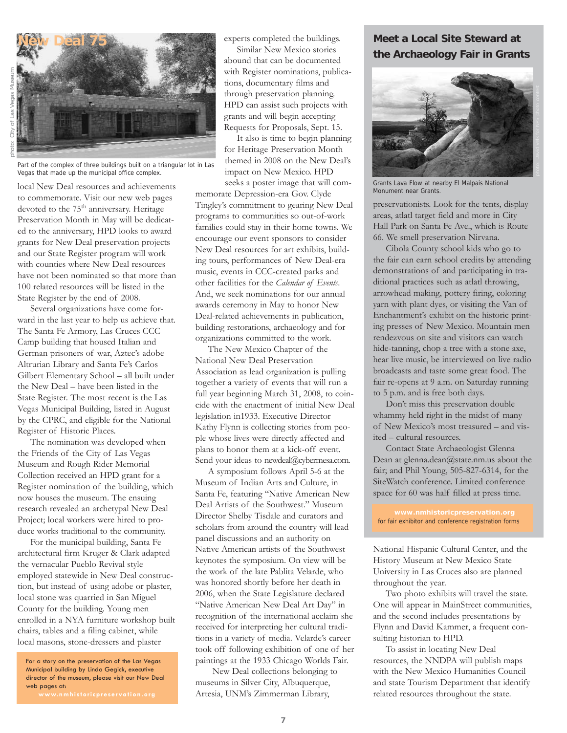## New Deal 75

Part of the complex of three buildings built on a triangular lot in Las Vegas that made up the municipal office complex.

local New Deal resources and achievements to commemorate. Visit our new web pages devoted to the 75th anniversary. Heritage Preservation Month in May will be dedicated to the anniversary, HPD looks to award grants for New Deal preservation projects and our State Register program will work with counties where New Deal resources have not been nominated so that more than 100 related resources will be listed in the State Register by the end of 2008.

Several organizations have come forward in the last year to help us achieve that. The Santa Fe Armory, Las Cruces CCC Camp building that housed Italian and German prisoners of war, Aztec's adobe Altrurian Library and Santa Fe's Carlos Gilbert Elementary School – all built under the New Deal – have been listed in the State Register. The most recent is the Las Vegas Municipal Building, listed in August by the CPRC, and eligible for the National Register of Historic Places.

The nomination was developed when the Friends of the City of Las Vegas Museum and Rough Rider Memorial Collection received an HPD grant for a Register nomination of the building, which now houses the museum. The ensuing research revealed an archetypal New Deal Project; local workers were hired to produce works traditional to the community.

For the municipal building, Santa Fe architectural firm Kruger & Clark adapted the vernacular Pueblo Revival style employed statewide in New Deal construction, but instead of using adobe or plaster, local stone was quarried in San Miguel County for the building. Young men enrolled in a NYA furniture workshop built chairs, tables and a filing cabinet, while local masons, stone-dressers and plaster experts completed the buildings.

Similar New Mexico stories abound that can be documented with Register nominations, publications, documentary films and through preservation planning. HPD can assist such projects with grants and will begin accepting Requests for Proposals, Sept. 15.

It also is time to begin planning for Heritage Preservation Month themed in 2008 on the New Deal's impact on New Mexico. HPD seeks a poster image that will commemorate Depression-era Gov. Clyde Tingley's commitment to gearing New Deal programs to communities so out-of-work families could stay in their home towns. We encourage our event sponsors to consider New Deal resources for art exhibits, building tours, performances of New Deal-era music, events in CCC-created parks and other facilities for the *Calendar of Events*. And, we seek nominations for our annual awards ceremony in May to honor New Deal-related achievements in publication, building restorations, archaeology and for organizations committed to the work.

The New Mexico Chapter of the National New Deal Preservation Association as lead organization is pulling together a variety of events that will run a full year beginning March 31, 2008, to coincide with the enactment of initial New Deal legislation in1933. Executive Director Kathy Flynn is collecting stories from people whose lives were directly affected and plans to honor them at a kick-off event. Send your ideas to newdeal@cybermesa.com.

A symposium follows April 5-6 at the Museum of Indian Arts and Culture, in Santa Fe, featuring "Native American New Deal Artists of the Southwest." Museum Director Shelby Tisdale and curators and scholars from around the country will lead panel discussions and an authority on Native American artists of the Southwest keynotes the symposium. On view will be the work of the late Pablita Velarde, who was honored shortly before her death in 2006, when the State Legislature declared "Native American New Deal Art Day" in recognition of the international acclaim she received for interpreting her cultural traditions in a variety of media. Velarde's career took off following exhibition of one of her paintings at the 1933 Chicago Worlds Fair.

New Deal collections belonging to museums in Silver City, Albuquerque, Artesia, UNM's Zimmerman Library, National Hispanic Cultural Center, and the History Museum at New Mexico State University in Las Cruces also are planned throughout the year.

Two photo exhibits will travel the state. One will appear in MainStreet communities, and the second includes presentations by Flynn and David Kammer, a frequent consulting historian to HPD.

To assist in locating New Deal resources, the NNDPA will publish maps with the New Mexico Humanities Council and state Tourism Department that identify related resources throughout the state.

For a story on the preservation of the Las Vegas Municipal building by Linda Gegick, executive director of the museum, please visit our New Deal web pages at:
**www.nmhistoricpreservation.org**

## Meet a Local Site Steward at the Archaeology Fair in Grants

Grants Lava Flow at nearby El Malpais National Monument near Grants.

preservationists. Look for the tents, display areas, atlatl target field and more in City Hall Park on Santa Fe Ave., which is Route 66. We smell preservation Nirvana.

Cibola County school kids who go to the fair can earn school credits by attending demonstrations of and participating in traditional practices such as atlatl throwing, arrowhead making, pottery firing, coloring yarn with plant dyes, or visiting the Van of Enchantment's exhibit on the historic printing presses of New Mexico. Mountain men rendezvous on site and visitors can watch hide-tanning, chop a tree with a stone axe, hear live music, be interviewed on live radio broadcasts and taste some great food. The fair re-opens at 9 a.m. on Saturday running to 5 p.m. and is free both days.

Don't miss this preservation double whammy held right in the midst of many of New Mexico's most treasured – and visited – cultural resources.

Contact State Archaeologist Glenna Dean at glenna.dean@state.nm.us about the fair; and Phil Young, 505-827-6314, for the SiteWatch conference. Limited conference space for 60 was half filled at press time.

**www.nmhistoricpreservation.org**
for fair exhibitor and conference registration forms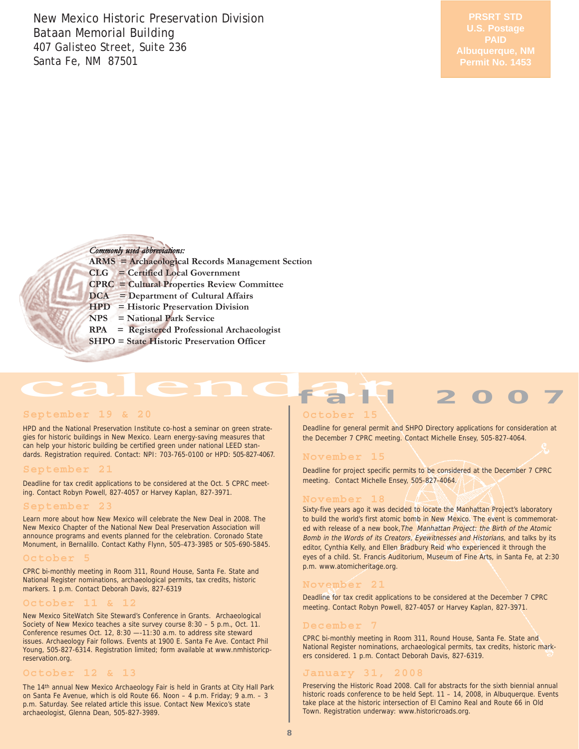New Mexico Historic Preservation Division
Bataan Memorial Building
407 Galisteo Street, Suite 236
Santa Fe, NM 87501

PRSRT STD
U.S. Postage
PAID
Albuquerque, NM
Permit No. 1453

*Commonly used abbreviations:*

**ARMS = Archaeological Records Management Section**
**CLG = Certified Local Government**
**CPRC = Cultural Properties Review Committee**
**DCA = Department of Cultural Affairs**
**HPD = Historic Preservation Division**
**NPS = National Park Service**
**RPA = Registered Professional Archaeologist**
**SHPO = State Historic Preservation Officer**

# calendar fall 2007

## September 19 & 20

HPD and the National Preservation Institute co-host a seminar on green strategies for historic buildings in New Mexico. Learn energy-saving measures that can help your historic building be certified green under national LEED standards. Registration required. Contact: NPI: 703-765-0100 or HPD: 505-827-4067.

## September 21

Deadline for tax credit applications to be considered at the Oct. 5 CPRC meeting. Contact Robyn Powell, 827-4057 or Harvey Kaplan, 827-3971.

## September 23

Learn more about how New Mexico will celebrate the New Deal in 2008. The New Mexico Chapter of the National New Deal Preservation Association will announce programs and events planned for the celebration. Coronado State Monument, in Bernalillo. Contact Kathy Flynn, 505-473-3985 or 505-690-5845.

## October 5

CPRC bi-monthly meeting in Room 311, Round House, Santa Fe. State and National Register nominations, archaeological permits, tax credits, historic markers. 1 p.m. Contact Deborah Davis, 827-6319

## October 11 & 12

New Mexico SiteWatch Site Steward's Conference in Grants. Archaeological Society of New Mexico teaches a site survey course 8:30 – 5 p.m., Oct. 11. Conference resumes Oct. 12, 8:30 —-11:30 a.m. to address site steward issues. Archaeology Fair follows. Events at 1900 E. Santa Fe Ave. Contact Phil Young, 505-827-6314. Registration limited; form available at www.nmhistoricpreservation.org.

## October 12 & 13

The 14th annual New Mexico Archaeology Fair is held in Grants at City Hall Park on Santa Fe Avenue, which is old Route 66. Noon – 4 p.m. Friday; 9 a.m. – 3 p.m. Saturday. See related article this issue. Contact New Mexico's state archaeologist, Glenna Dean, 505-827-3989.

## October 15

Deadline for general permit and SHPO Directory applications for consideration at the December 7 CPRC meeting. Contact Michelle Ensey, 505-827-4064.

## November 15

Deadline for project specific permits to be considered at the December 7 CPRC meeting. Contact Michelle Ensey, 505-827-4064.

## November 18

Sixty-five years ago it was decided to locate the Manhattan Project's laboratory to build the world's first atomic bomb in New Mexico. The event is commemorated with release of a new book, *The Manhattan Project: the Birth of the Atomic Bomb in the Words of its Creators, Eyewitnesses and Historians,* and talks by its editor, Cynthia Kelly, and Ellen Bradbury Reid who experienced it through the eyes of a child. St. Francis Auditorium, Museum of Fine Arts, in Santa Fe, at 2:30 p.m. www.atomicheritage.org.

## November 21

Deadline for tax credit applications to be considered at the December 7 CPRC meeting. Contact Robyn Powell, 827-4057 or Harvey Kaplan, 827-3971.

## December 7

CPRC bi-monthly meeting in Room 311, Round House, Santa Fe. State and National Register nominations, archaeological permits, tax credits, historic markers considered. 1 p.m. Contact Deborah Davis, 827-6319.

## January 31, 2008

Preserving the Historic Road 2008. Call for abstracts for the sixth biennial annual historic roads conference to be held Sept. 11 – 14, 2008, in Albuquerque. Events take place at the historic intersection of El Camino Real and Route 66 in Old Town. Registration underway: www.historicroads.org.